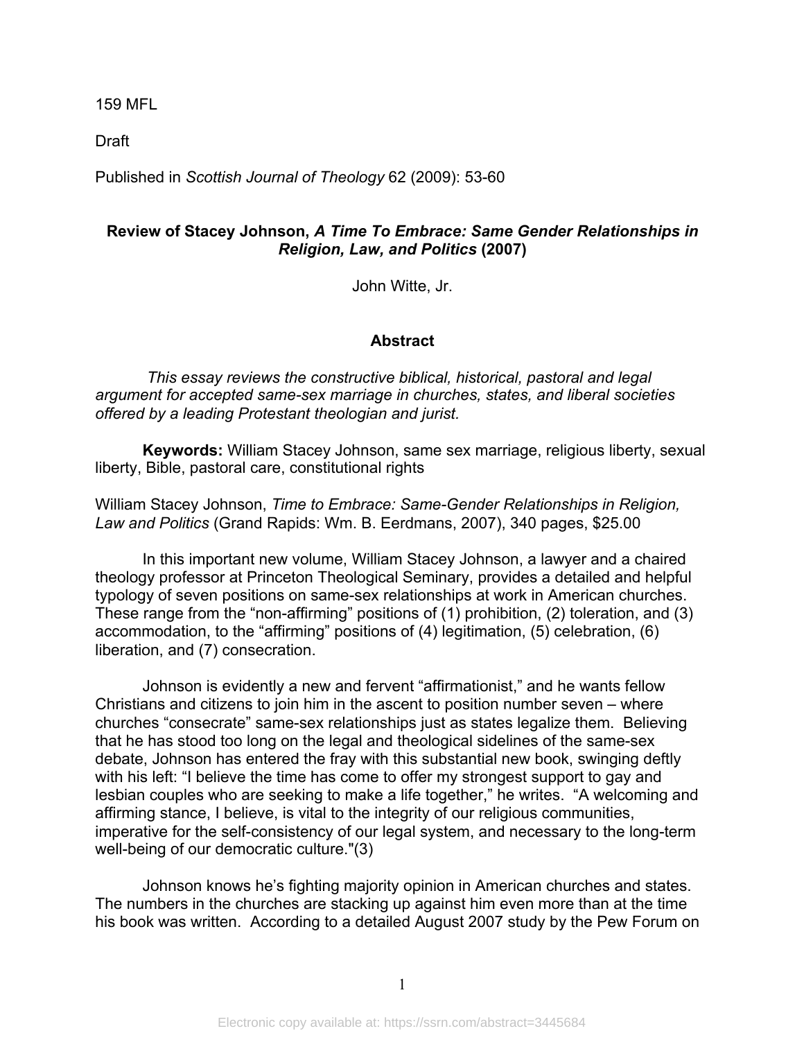159 MFL

Draft

Published in *Scottish Journal of Theology* 62 (2009): 53-60

**Review of Stacey Johnson, *A Time To Embrace: Same Gender Relationships in Religion, Law, and Politics* (2007)**

John Witte, Jr.

**Abstract**

*This essay reviews the constructive biblical, historical, pastoral and legal argument for accepted same-sex marriage in churches, states, and liberal societies offered by a leading Protestant theologian and jurist.*

**Keywords:** William Stacey Johnson, same sex marriage, religious liberty, sexual liberty, Bible, pastoral care, constitutional rights

William Stacey Johnson, *Time to Embrace: Same-Gender Relationships in Religion, Law and Politics* (Grand Rapids: Wm. B. Eerdmans, 2007), 340 pages, $25.00

In this important new volume, William Stacey Johnson, a lawyer and a chaired theology professor at Princeton Theological Seminary, provides a detailed and helpful typology of seven positions on same-sex relationships at work in American churches. These range from the "non-affirming" positions of (1) prohibition, (2) toleration, and (3) accommodation, to the "affirming" positions of (4) legitimation, (5) celebration, (6) liberation, and (7) consecration.

Johnson is evidently a new and fervent "affirmationist," and he wants fellow Christians and citizens to join him in the ascent to position number seven – where churches "consecrate" same-sex relationships just as states legalize them. Believing that he has stood too long on the legal and theological sidelines of the same-sex debate, Johnson has entered the fray with this substantial new book, swinging deftly with his left: "I believe the time has come to offer my strongest support to gay and lesbian couples who are seeking to make a life together," he writes. "A welcoming and affirming stance, I believe, is vital to the integrity of our religious communities, imperative for the self-consistency of our legal system, and necessary to the long-term well-being of our democratic culture."(3)

Johnson knows he's fighting majority opinion in American churches and states. The numbers in the churches are stacking up against him even more than at the time his book was written. According to a detailed August 2007 study by the Pew Forum on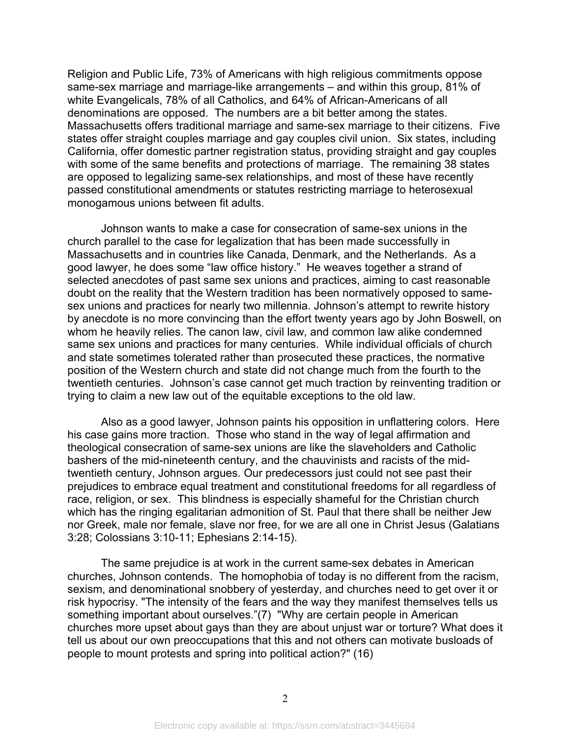Religion and Public Life, 73% of Americans with high religious commitments oppose same-sex marriage and marriage-like arrangements – and within this group, 81% of white Evangelicals, 78% of all Catholics, and 64% of African-Americans of all denominations are opposed. The numbers are a bit better among the states. Massachusetts offers traditional marriage and same-sex marriage to their citizens. Five states offer straight couples marriage and gay couples civil union. Six states, including California, offer domestic partner registration status, providing straight and gay couples with some of the same benefits and protections of marriage. The remaining 38 states are opposed to legalizing same-sex relationships, and most of these have recently passed constitutional amendments or statutes restricting marriage to heterosexual monogamous unions between fit adults.

Johnson wants to make a case for consecration of same-sex unions in the church parallel to the case for legalization that has been made successfully in Massachusetts and in countries like Canada, Denmark, and the Netherlands. As a good lawyer, he does some "law office history." He weaves together a strand of selected anecdotes of past same sex unions and practices, aiming to cast reasonable doubt on the reality that the Western tradition has been normatively opposed to same-sex unions and practices for nearly two millennia. Johnson's attempt to rewrite history by anecdote is no more convincing than the effort twenty years ago by John Boswell, on whom he heavily relies. The canon law, civil law, and common law alike condemned same sex unions and practices for many centuries. While individual officials of church and state sometimes tolerated rather than prosecuted these practices, the normative position of the Western church and state did not change much from the fourth to the twentieth centuries. Johnson's case cannot get much traction by reinventing tradition or trying to claim a new law out of the equitable exceptions to the old law.

Also as a good lawyer, Johnson paints his opposition in unflattering colors. Here his case gains more traction. Those who stand in the way of legal affirmation and theological consecration of same-sex unions are like the slaveholders and Catholic bashers of the mid-nineteenth century, and the chauvinists and racists of the mid-twentieth century, Johnson argues. Our predecessors just could not see past their prejudices to embrace equal treatment and constitutional freedoms for all regardless of race, religion, or sex. This blindness is especially shameful for the Christian church which has the ringing egalitarian admonition of St. Paul that there shall be neither Jew nor Greek, male nor female, slave nor free, for we are all one in Christ Jesus (Galatians 3:28; Colossians 3:10-11; Ephesians 2:14-15).

The same prejudice is at work in the current same-sex debates in American churches, Johnson contends. The homophobia of today is no different from the racism, sexism, and denominational snobbery of yesterday, and churches need to get over it or risk hypocrisy. "The intensity of the fears and the way they manifest themselves tells us something important about ourselves."(7) "Why are certain people in American churches more upset about gays than they are about unjust war or torture? What does it tell us about our own preoccupations that this and not others can motivate busloads of people to mount protests and spring into political action?" (16)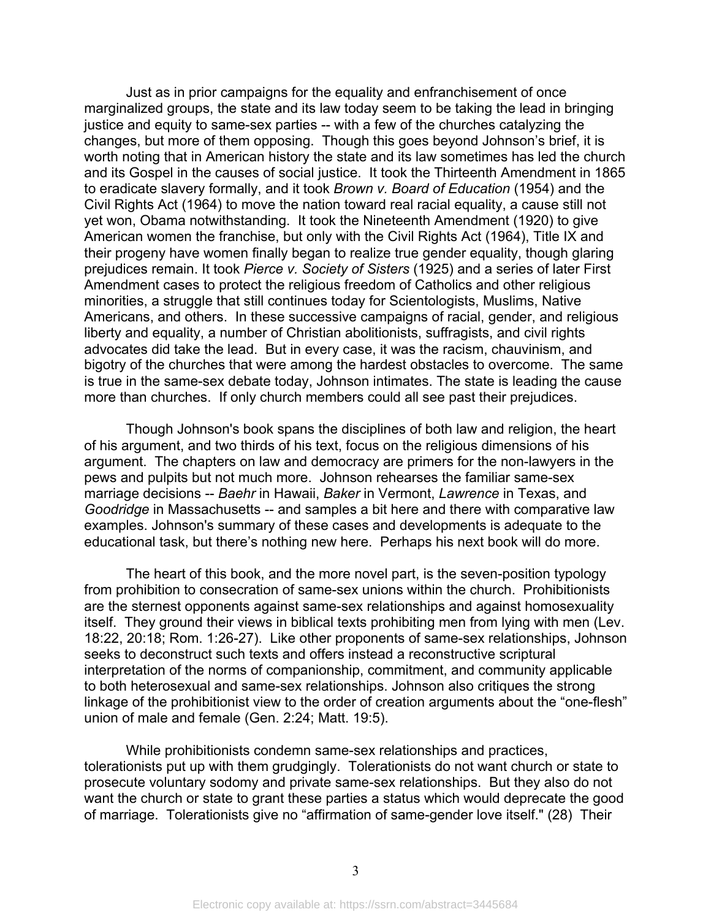Just as in prior campaigns for the equality and enfranchisement of once marginalized groups, the state and its law today seem to be taking the lead in bringing justice and equity to same-sex parties -- with a few of the churches catalyzing the changes, but more of them opposing. Though this goes beyond Johnson's brief, it is worth noting that in American history the state and its law sometimes has led the church and its Gospel in the causes of social justice. It took the Thirteenth Amendment in 1865 to eradicate slavery formally, and it took *Brown v. Board of Education* (1954) and the Civil Rights Act (1964) to move the nation toward real racial equality, a cause still not yet won, Obama notwithstanding. It took the Nineteenth Amendment (1920) to give American women the franchise, but only with the Civil Rights Act (1964), Title IX and their progeny have women finally began to realize true gender equality, though glaring prejudices remain. It took *Pierce v. Society of Sisters* (1925) and a series of later First Amendment cases to protect the religious freedom of Catholics and other religious minorities, a struggle that still continues today for Scientologists, Muslims, Native Americans, and others. In these successive campaigns of racial, gender, and religious liberty and equality, a number of Christian abolitionists, suffragists, and civil rights advocates did take the lead. But in every case, it was the racism, chauvinism, and bigotry of the churches that were among the hardest obstacles to overcome. The same is true in the same-sex debate today, Johnson intimates. The state is leading the cause more than churches. If only church members could all see past their prejudices.

Though Johnson's book spans the disciplines of both law and religion, the heart of his argument, and two thirds of his text, focus on the religious dimensions of his argument. The chapters on law and democracy are primers for the non-lawyers in the pews and pulpits but not much more. Johnson rehearses the familiar same-sex marriage decisions -- *Baehr* in Hawaii, *Baker* in Vermont, *Lawrence* in Texas, and *Goodridge* in Massachusetts -- and samples a bit here and there with comparative law examples. Johnson's summary of these cases and developments is adequate to the educational task, but there's nothing new here. Perhaps his next book will do more.

The heart of this book, and the more novel part, is the seven-position typology from prohibition to consecration of same-sex unions within the church. Prohibitionists are the sternest opponents against same-sex relationships and against homosexuality itself. They ground their views in biblical texts prohibiting men from lying with men (Lev. 18:22, 20:18; Rom. 1:26-27). Like other proponents of same-sex relationships, Johnson seeks to deconstruct such texts and offers instead a reconstructive scriptural interpretation of the norms of companionship, commitment, and community applicable to both heterosexual and same-sex relationships. Johnson also critiques the strong linkage of the prohibitionist view to the order of creation arguments about the "one-flesh" union of male and female (Gen. 2:24; Matt. 19:5).

While prohibitionists condemn same-sex relationships and practices, tolerationists put up with them grudgingly. Tolerationists do not want church or state to prosecute voluntary sodomy and private same-sex relationships. But they also do not want the church or state to grant these parties a status which would deprecate the good of marriage. Tolerationists give no "affirmation of same-gender love itself." (28) Their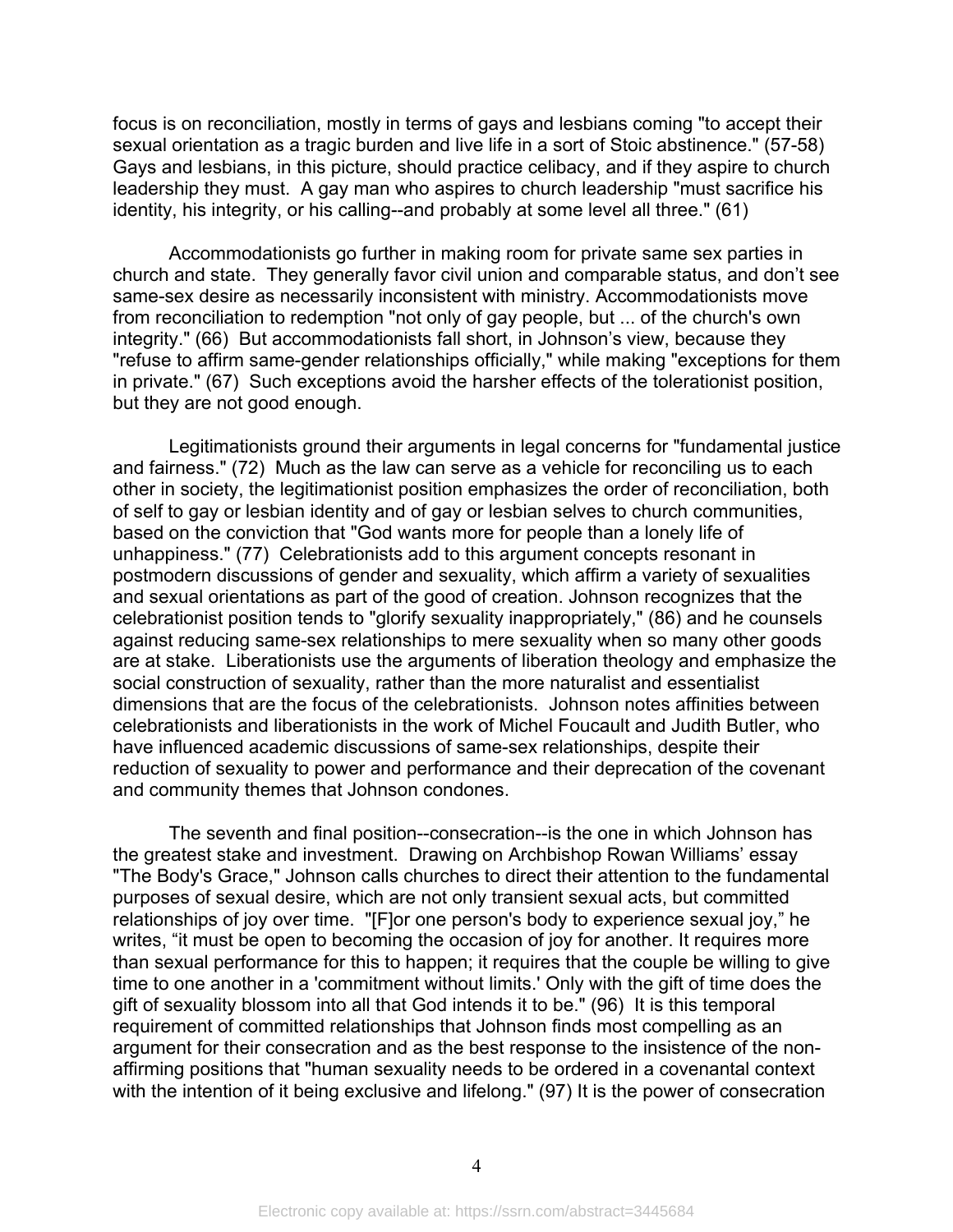focus is on reconciliation, mostly in terms of gays and lesbians coming "to accept their sexual orientation as a tragic burden and live life in a sort of Stoic abstinence." (57-58) Gays and lesbians, in this picture, should practice celibacy, and if they aspire to church leadership they must. A gay man who aspires to church leadership "must sacrifice his identity, his integrity, or his calling--and probably at some level all three." (61)

Accommodationists go further in making room for private same sex parties in church and state. They generally favor civil union and comparable status, and don't see same-sex desire as necessarily inconsistent with ministry. Accommodationists move from reconciliation to redemption "not only of gay people, but ... of the church's own integrity." (66) But accommodationists fall short, in Johnson's view, because they "refuse to affirm same-gender relationships officially," while making "exceptions for them in private." (67) Such exceptions avoid the harsher effects of the tolerationist position, but they are not good enough.

Legitimationists ground their arguments in legal concerns for "fundamental justice and fairness." (72) Much as the law can serve as a vehicle for reconciling us to each other in society, the legitimationist position emphasizes the order of reconciliation, both of self to gay or lesbian identity and of gay or lesbian selves to church communities, based on the conviction that "God wants more for people than a lonely life of unhappiness." (77) Celebrationists add to this argument concepts resonant in postmodern discussions of gender and sexuality, which affirm a variety of sexualities and sexual orientations as part of the good of creation. Johnson recognizes that the celebrationist position tends to "glorify sexuality inappropriately," (86) and he counsels against reducing same-sex relationships to mere sexuality when so many other goods are at stake. Liberationists use the arguments of liberation theology and emphasize the social construction of sexuality, rather than the more naturalist and essentialist dimensions that are the focus of the celebrationists. Johnson notes affinities between celebrationists and liberationists in the work of Michel Foucault and Judith Butler, who have influenced academic discussions of same-sex relationships, despite their reduction of sexuality to power and performance and their deprecation of the covenant and community themes that Johnson condones.

The seventh and final position--consecration--is the one in which Johnson has the greatest stake and investment. Drawing on Archbishop Rowan Williams' essay "The Body's Grace," Johnson calls churches to direct their attention to the fundamental purposes of sexual desire, which are not only transient sexual acts, but committed relationships of joy over time. "[F]or one person's body to experience sexual joy," he writes, "it must be open to becoming the occasion of joy for another. It requires more than sexual performance for this to happen; it requires that the couple be willing to give time to one another in a 'commitment without limits.' Only with the gift of time does the gift of sexuality blossom into all that God intends it to be." (96) It is this temporal requirement of committed relationships that Johnson finds most compelling as an argument for their consecration and as the best response to the insistence of the non-affirming positions that "human sexuality needs to be ordered in a covenantal context with the intention of it being exclusive and lifelong." (97) It is the power of consecration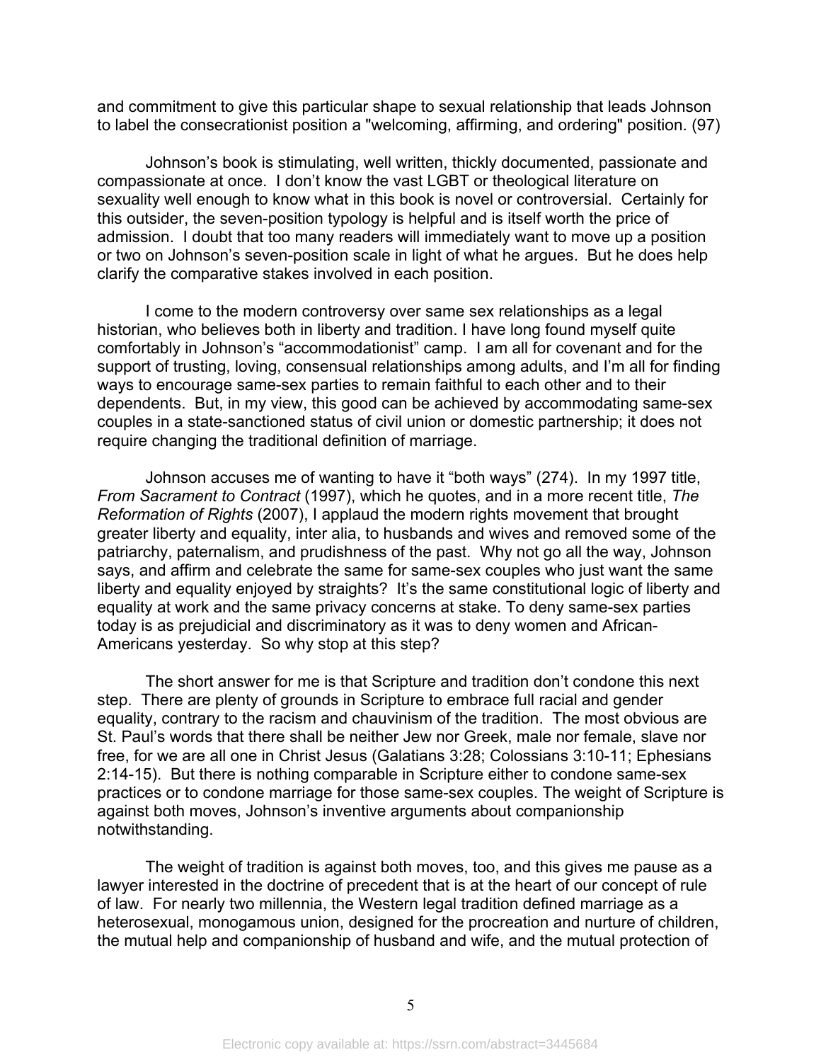and commitment to give this particular shape to sexual relationship that leads Johnson to label the consecrationist position a "welcoming, affirming, and ordering" position. (97)

Johnson's book is stimulating, well written, thickly documented, passionate and compassionate at once. I don't know the vast LGBT or theological literature on sexuality well enough to know what in this book is novel or controversial. Certainly for this outsider, the seven-position typology is helpful and is itself worth the price of admission. I doubt that too many readers will immediately want to move up a position or two on Johnson's seven-position scale in light of what he argues. But he does help clarify the comparative stakes involved in each position.

I come to the modern controversy over same sex relationships as a legal historian, who believes both in liberty and tradition. I have long found myself quite comfortably in Johnson's "accommodationist" camp. I am all for covenant and for the support of trusting, loving, consensual relationships among adults, and I'm all for finding ways to encourage same-sex parties to remain faithful to each other and to their dependents. But, in my view, this good can be achieved by accommodating same-sex couples in a state-sanctioned status of civil union or domestic partnership; it does not require changing the traditional definition of marriage.

Johnson accuses me of wanting to have it "both ways" (274). In my 1997 title, *From Sacrament to Contract* (1997), which he quotes, and in a more recent title, *The Reformation of Rights* (2007), I applaud the modern rights movement that brought greater liberty and equality, inter alia, to husbands and wives and removed some of the patriarchy, paternalism, and prudishness of the past. Why not go all the way, Johnson says, and affirm and celebrate the same for same-sex couples who just want the same liberty and equality enjoyed by straights? It's the same constitutional logic of liberty and equality at work and the same privacy concerns at stake. To deny same-sex parties today is as prejudicial and discriminatory as it was to deny women and African-Americans yesterday. So why stop at this step?

The short answer for me is that Scripture and tradition don't condone this next step. There are plenty of grounds in Scripture to embrace full racial and gender equality, contrary to the racism and chauvinism of the tradition. The most obvious are St. Paul's words that there shall be neither Jew nor Greek, male nor female, slave nor free, for we are all one in Christ Jesus (Galatians 3:28; Colossians 3:10-11; Ephesians 2:14-15). But there is nothing comparable in Scripture either to condone same-sex practices or to condone marriage for those same-sex couples. The weight of Scripture is against both moves, Johnson's inventive arguments about companionship notwithstanding.

The weight of tradition is against both moves, too, and this gives me pause as a lawyer interested in the doctrine of precedent that is at the heart of our concept of rule of law. For nearly two millennia, the Western legal tradition defined marriage as a heterosexual, monogamous union, designed for the procreation and nurture of children, the mutual help and companionship of husband and wife, and the mutual protection of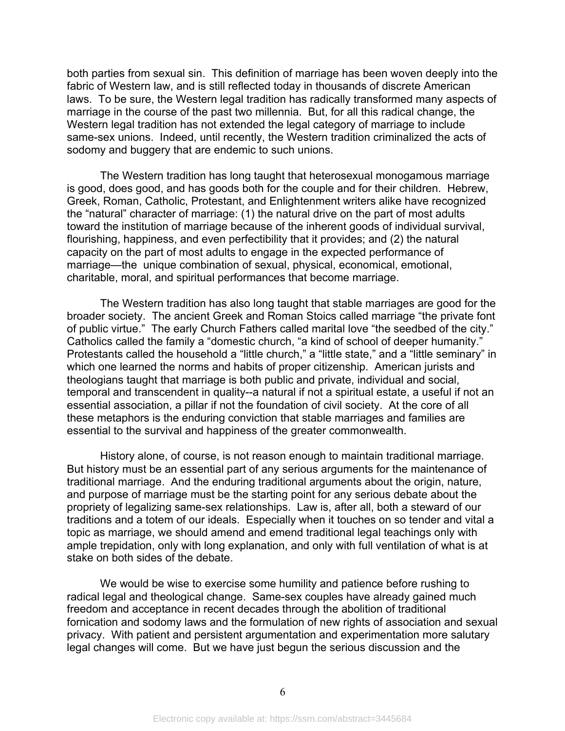both parties from sexual sin. This definition of marriage has been woven deeply into the fabric of Western law, and is still reflected today in thousands of discrete American laws. To be sure, the Western legal tradition has radically transformed many aspects of marriage in the course of the past two millennia. But, for all this radical change, the Western legal tradition has not extended the legal category of marriage to include same-sex unions. Indeed, until recently, the Western tradition criminalized the acts of sodomy and buggery that are endemic to such unions.

The Western tradition has long taught that heterosexual monogamous marriage is good, does good, and has goods both for the couple and for their children. Hebrew, Greek, Roman, Catholic, Protestant, and Enlightenment writers alike have recognized the "natural" character of marriage: (1) the natural drive on the part of most adults toward the institution of marriage because of the inherent goods of individual survival, flourishing, happiness, and even perfectibility that it provides; and (2) the natural capacity on the part of most adults to engage in the expected performance of marriage—the unique combination of sexual, physical, economical, emotional, charitable, moral, and spiritual performances that become marriage.

The Western tradition has also long taught that stable marriages are good for the broader society. The ancient Greek and Roman Stoics called marriage "the private font of public virtue." The early Church Fathers called marital love "the seedbed of the city." Catholics called the family a "domestic church, "a kind of school of deeper humanity." Protestants called the household a "little church," a "little state," and a "little seminary" in which one learned the norms and habits of proper citizenship. American jurists and theologians taught that marriage is both public and private, individual and social, temporal and transcendent in quality--a natural if not a spiritual estate, a useful if not an essential association, a pillar if not the foundation of civil society. At the core of all these metaphors is the enduring conviction that stable marriages and families are essential to the survival and happiness of the greater commonwealth.

History alone, of course, is not reason enough to maintain traditional marriage. But history must be an essential part of any serious arguments for the maintenance of traditional marriage. And the enduring traditional arguments about the origin, nature, and purpose of marriage must be the starting point for any serious debate about the propriety of legalizing same-sex relationships. Law is, after all, both a steward of our traditions and a totem of our ideals. Especially when it touches on so tender and vital a topic as marriage, we should amend and emend traditional legal teachings only with ample trepidation, only with long explanation, and only with full ventilation of what is at stake on both sides of the debate.

We would be wise to exercise some humility and patience before rushing to radical legal and theological change. Same-sex couples have already gained much freedom and acceptance in recent decades through the abolition of traditional fornication and sodomy laws and the formulation of new rights of association and sexual privacy. With patient and persistent argumentation and experimentation more salutary legal changes will come. But we have just begun the serious discussion and the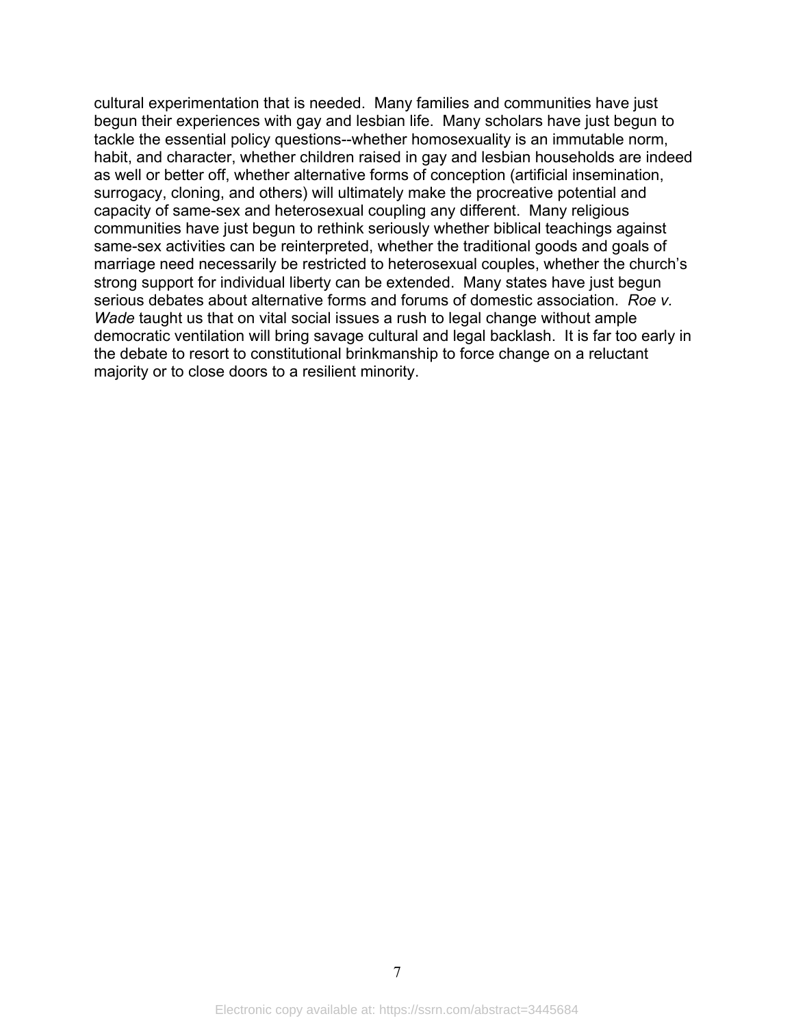cultural experimentation that is needed. Many families and communities have just begun their experiences with gay and lesbian life. Many scholars have just begun to tackle the essential policy questions--whether homosexuality is an immutable norm, habit, and character, whether children raised in gay and lesbian households are indeed as well or better off, whether alternative forms of conception (artificial insemination, surrogacy, cloning, and others) will ultimately make the procreative potential and capacity of same-sex and heterosexual coupling any different. Many religious communities have just begun to rethink seriously whether biblical teachings against same-sex activities can be reinterpreted, whether the traditional goods and goals of marriage need necessarily be restricted to heterosexual couples, whether the church's strong support for individual liberty can be extended. Many states have just begun serious debates about alternative forms and forums of domestic association. *Roe v. Wade* taught us that on vital social issues a rush to legal change without ample democratic ventilation will bring savage cultural and legal backlash. It is far too early in the debate to resort to constitutional brinkmanship to force change on a reluctant majority or to close doors to a resilient minority.